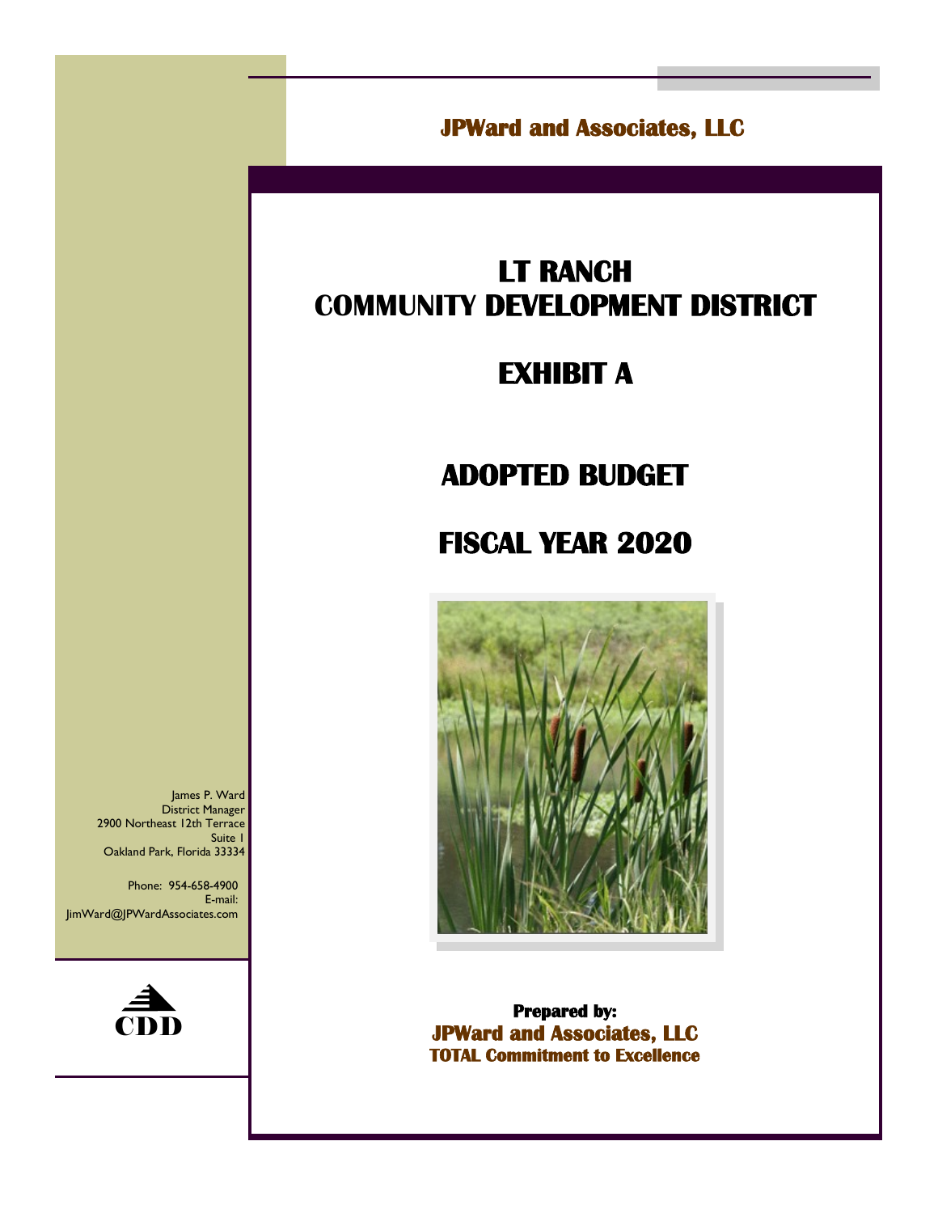**JPWard and Associates, LLC**

# LT RANCH COMMUNITY DEVELOPMENT DISTRICT

# EXHIBIT A

## ADOPTED BUDGET

## FISCAL YEAR 2020

James P. Ward
District Manager
2900 Northeast 12th Terrace
Suite 1
Oakland Park, Florida 33334

Phone: 954-658-4900
E-mail: JimWard@JPWardAssociates.com

CDD

**Prepared by:**
**JPWard and Associates, LLC**
**TOTAL Commitment to Excellence**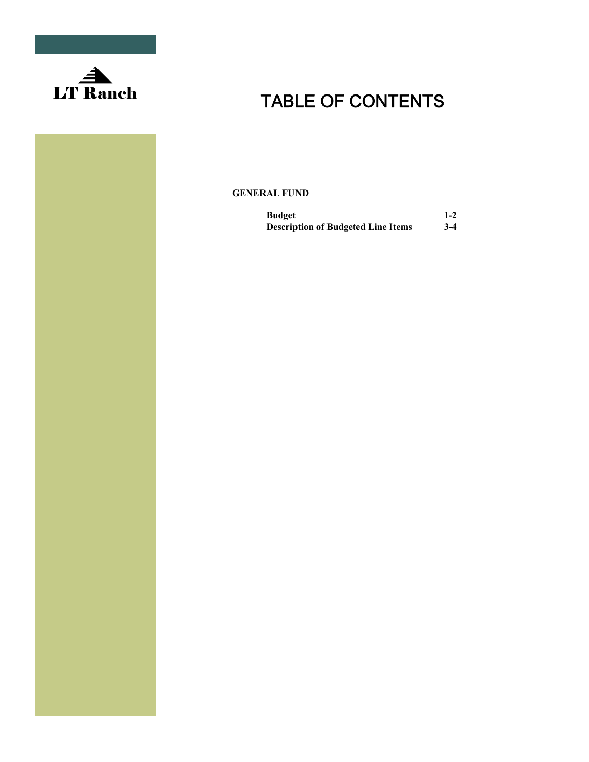LT Ranch

# TABLE OF CONTENTS

**GENERAL FUND**

| | |
|---|---|
| **Budget** | **1-2** |
| **Description of Budgeted Line Items** | **3-4** |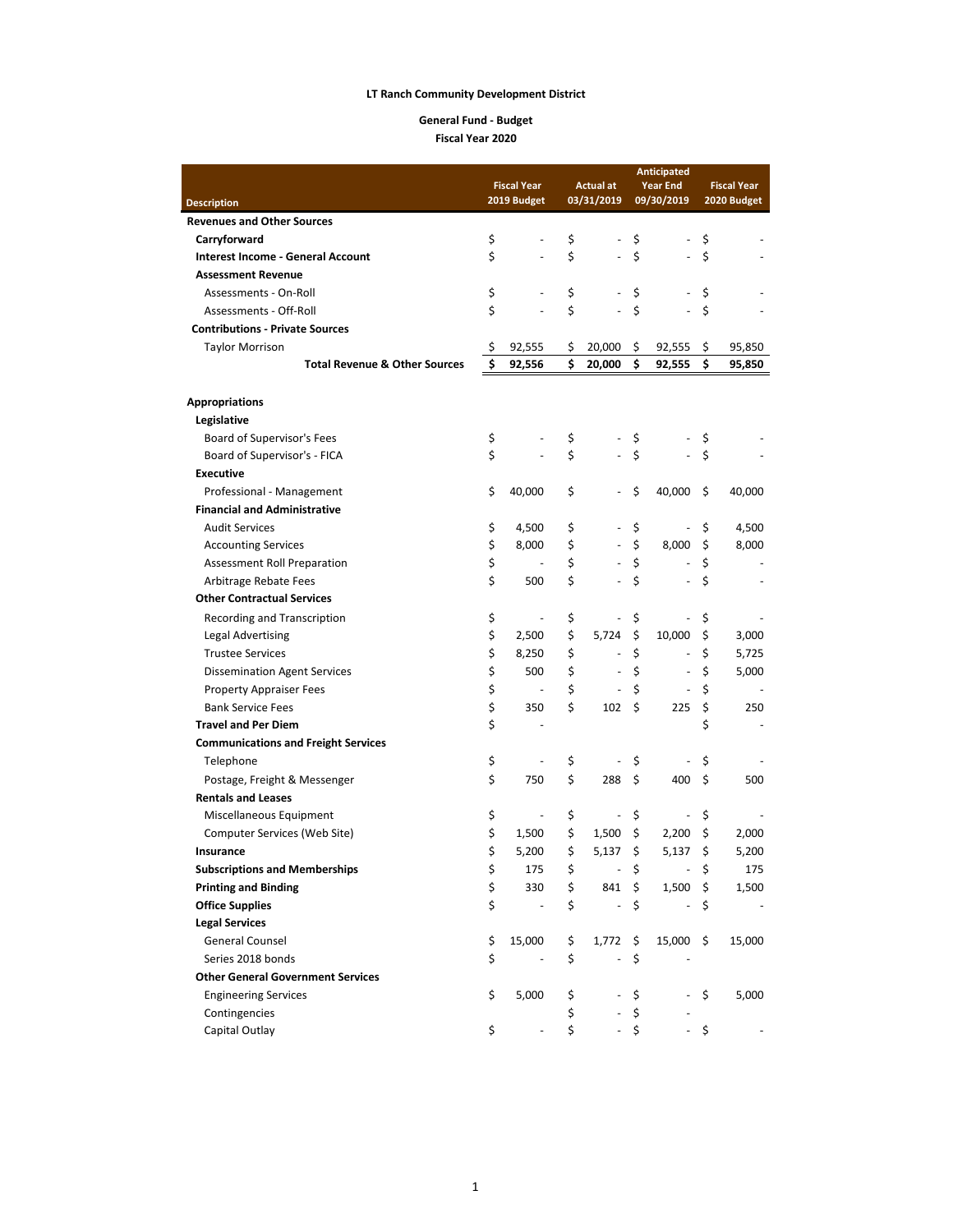**LT Ranch Community Development District**

**General Fund - Budget**
**Fiscal Year 2020**

| Description | Fiscal Year 2019 Budget | Actual at 03/31/2019 | Anticipated Year End 09/30/2019 | Fiscal Year 2020 Budget |
|---|---|---|---|---|
| **Revenues and Other Sources** | | | | |
| **Carryforward** | $ - | $ - | $ - | $ - |
| **Interest Income - General Account** | $ - | $ - | $ - | $ - |
| **Assessment Revenue** | | | | |
| Assessments - On-Roll | $ - | $ - | $ - | $ - |
| Assessments - Off-Roll | $ - | $ - | $ - | $ - |
| **Contributions - Private Sources** | | | | |
| Taylor Morrison | $ 92,555 | $ 20,000 | $ 92,555 | $ 95,850 |
| **Total Revenue & Other Sources** | **$ 92,556** | **$ 20,000** | **$ 92,555** | **$ 95,850** |
| | | | | |
| **Appropriations** | | | | |
| **Legislative** | | | | |
| Board of Supervisor's Fees | $ - | $ - | $ - | $ - |
| Board of Supervisor's - FICA | $ - | $ - | $ - | $ - |
| **Executive** | | | | |
| Professional - Management | $ 40,000 | $ - | $ 40,000 | $ 40,000 |
| **Financial and Administrative** | | | | |
| Audit Services | $ 4,500 | $ - | $ - | $ 4,500 |
| Accounting Services | $ 8,000 | $ - | $ 8,000 | $ 8,000 |
| Assessment Roll Preparation | $ - | $ - | $ - | $ - |
| Arbitrage Rebate Fees | $ 500 | $ - | $ - | $ - |
| **Other Contractual Services** | | | | |
| Recording and Transcription | $ - | $ - | $ - | $ - |
| Legal Advertising | $ 2,500 | $ 5,724 | $ 10,000 | $ 3,000 |
| Trustee Services | $ 8,250 | $ - | $ - | $ 5,725 |
| Dissemination Agent Services | $ 500 | $ - | $ - | $ 5,000 |
| Property Appraiser Fees | $ - | $ - | $ - | $ - |
| Bank Service Fees | $ 350 | $ 102 | $ 225 | $ 250 |
| **Travel and Per Diem** | $ - | | | $ - |
| **Communications and Freight Services** | | | | |
| Telephone | $ - | $ - | $ - | $ - |
| Postage, Freight & Messenger | $ 750 | $ 288 | $ 400 | $ 500 |
| **Rentals and Leases** | | | | |
| Miscellaneous Equipment | $ - | $ - | $ - | $ - |
| Computer Services (Web Site) | $ 1,500 | $ 1,500 | $ 2,200 | $ 2,000 |
| **Insurance** | $ 5,200 | $ 5,137 | $ 5,137 | $ 5,200 |
| **Subscriptions and Memberships** | $ 175 | $ - | $ - | $ 175 |
| **Printing and Binding** | $ 330 | $ 841 | $ 1,500 | $ 1,500 |
| **Office Supplies** | $ - | $ - | $ - | $ - |
| **Legal Services** | | | | |
| General Counsel | $ 15,000 | $ 1,772 | $ 15,000 | $ 15,000 |
| Series 2018 bonds | $ - | $ - | $ - | |
| **Other General Government Services** | | | | |
| Engineering Services | $ 5,000 | $ - | $ - | $ 5,000 |
| Contingencies | | $ - | $ - | |
| Capital Outlay | $ - | $ - | $ - | $ - |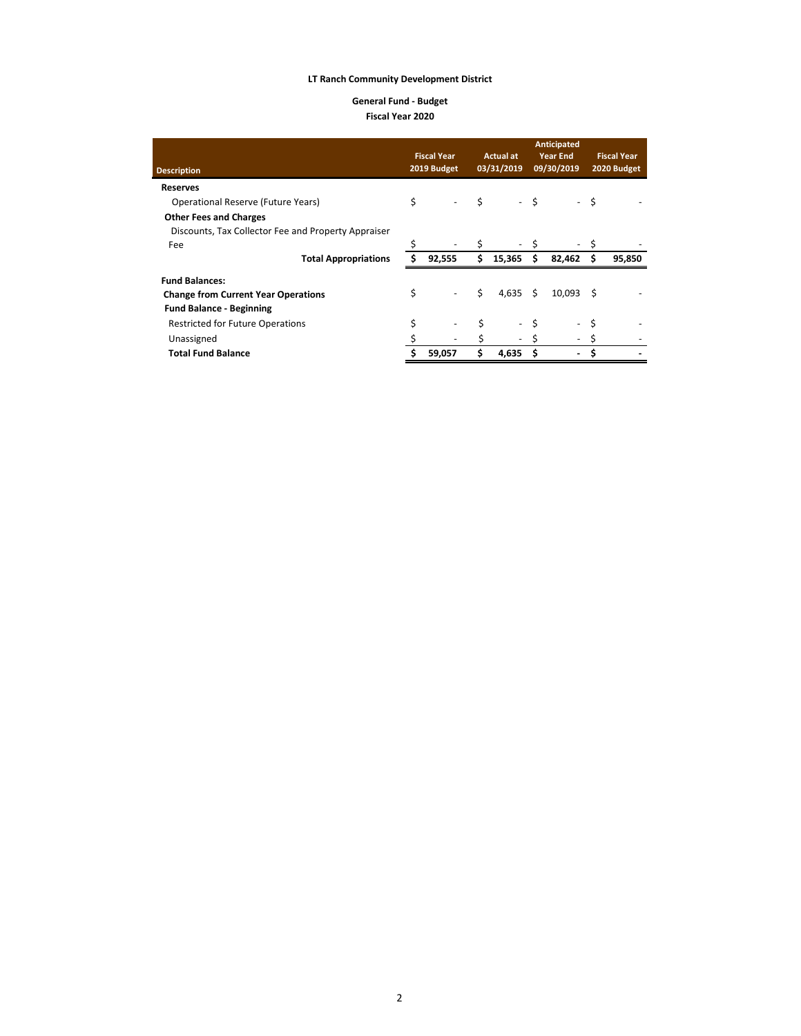**LT Ranch Community Development District**

**General Fund - Budget**
**Fiscal Year 2020**

| Description | Fiscal Year 2019 Budget | Actual at 03/31/2019 | Anticipated Year End 09/30/2019 | Fiscal Year 2020 Budget |
|---|---|---|---|---|
| **Reserves** | | | | |
| Operational Reserve (Future Years) | $ - | $ - | $ - | $ - |
| **Other Fees and Charges** | | | | |
| Discounts, Tax Collector Fee and Property Appraiser Fee | $ - | $ - | $ - | $ - |
| **Total Appropriations** | **$ 92,555** | **$ 15,365** | **$ 82,462** | **$ 95,850** |
| **Fund Balances:** | | | | |
| **Change from Current Year Operations** | $ - | $ 4,635 | $ 10,093 | $ - |
| **Fund Balance - Beginning** | | | | |
| Restricted for Future Operations | $ - | $ - | $ - | $ - |
| Unassigned | $ - | $ - | $ - | $ - |
| **Total Fund Balance** | **$ 59,057** | **$ 4,635** | **$ -** | **$ -** |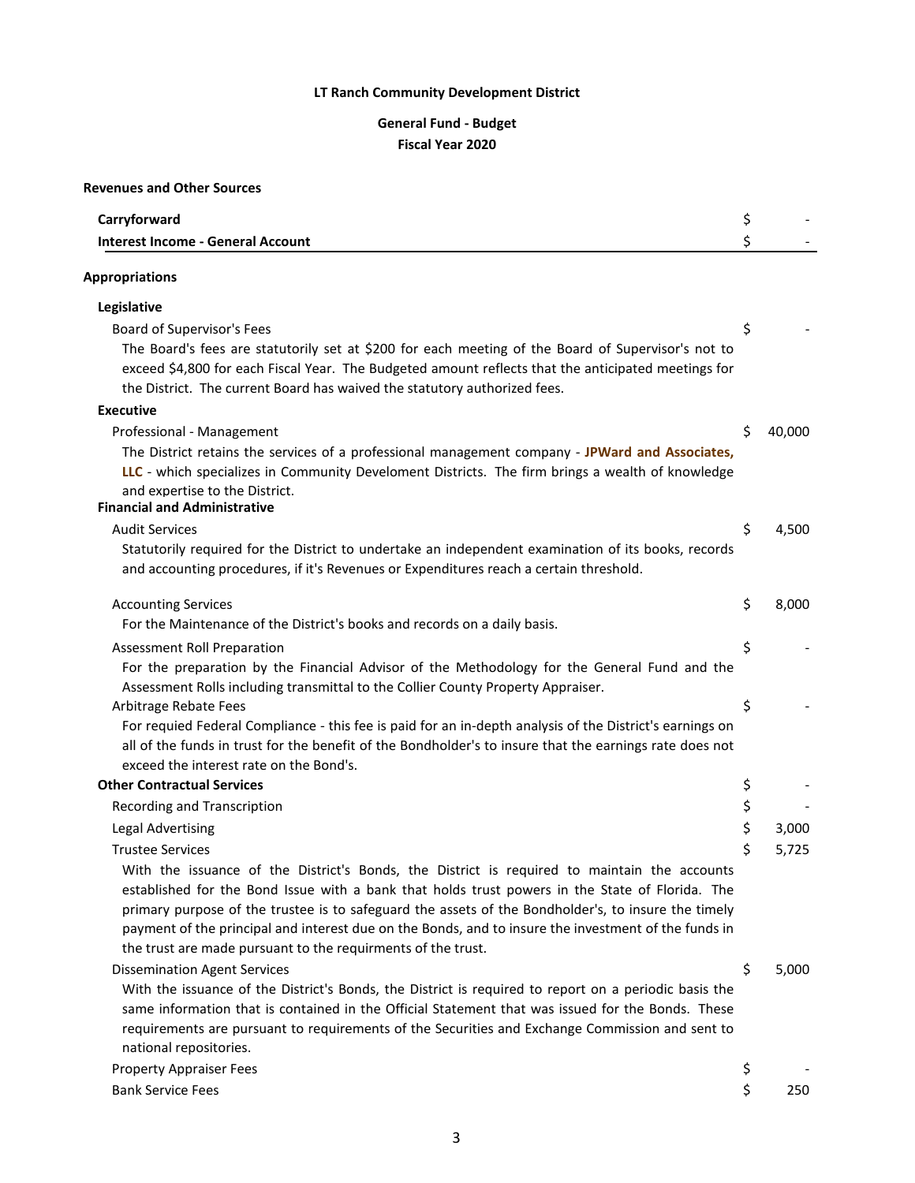**LT Ranch Community Development District**

**General Fund - Budget**

**Fiscal Year 2020**

**Revenues and Other Sources**

| | | |
|---|---|---|
| **Carryforward** | $ | - |
| **Interest Income - General Account** | $ | - |

**Appropriations**

**Legislative**

| | | |
|---|---|---|
| Board of Supervisor's Fees | $ | - |

The Board's fees are statutorily set at $200 for each meeting of the Board of Supervisor's not to exceed $4,800 for each Fiscal Year. The Budgeted amount reflects that the anticipated meetings for the District. The current Board has waived the statutory authorized fees.

**Executive**

| | | |
|---|---|---|
| Professional - Management | $ | 40,000 |

The District retains the services of a professional management company - **JPWard and Associates, LLC** - which specializes in Community Develoment Districts. The firm brings a wealth of knowledge and expertise to the District.

**Financial and Administrative**

| | | |
|---|---|---|
| Audit Services | $ | 4,500 |

Statutorily required for the District to undertake an independent examination of its books, records and accounting procedures, if it's Revenues or Expenditures reach a certain threshold.

| | | |
|---|---|---|
| Accounting Services | $ | 8,000 |

For the Maintenance of the District's books and records on a daily basis.

| | | |
|---|---|---|
| Assessment Roll Preparation | $ | - |

For the preparation by the Financial Advisor of the Methodology for the General Fund and the Assessment Rolls including transmittal to the Collier County Property Appraiser.

| | | |
|---|---|---|
| Arbitrage Rebate Fees | $ | - |

For requied Federal Compliance - this fee is paid for an in-depth analysis of the District's earnings on all of the funds in trust for the benefit of the Bondholder's to insure that the earnings rate does not exceed the interest rate on the Bond's.

| | | |
|---|---|---|
| **Other Contractual Services** | $ | - |
| Recording and Transcription | $ | - |
| Legal Advertising | $ | 3,000 |
| Trustee Services | $ | 5,725 |

With the issuance of the District's Bonds, the District is required to maintain the accounts established for the Bond Issue with a bank that holds trust powers in the State of Florida. The primary purpose of the trustee is to safeguard the assets of the Bondholder's, to insure the timely payment of the principal and interest due on the Bonds, and to insure the investment of the funds in the trust are made pursuant to the requirments of the trust.

| | | |
|---|---|---|
| Dissemination Agent Services | $ | 5,000 |

With the issuance of the District's Bonds, the District is required to report on a periodic basis the same information that is contained in the Official Statement that was issued for the Bonds. These requirements are pursuant to requirements of the Securities and Exchange Commission and sent to national repositories.

| | | |
|---|---|---|
| Property Appraiser Fees | $ | - |
| Bank Service Fees | $ | 250 |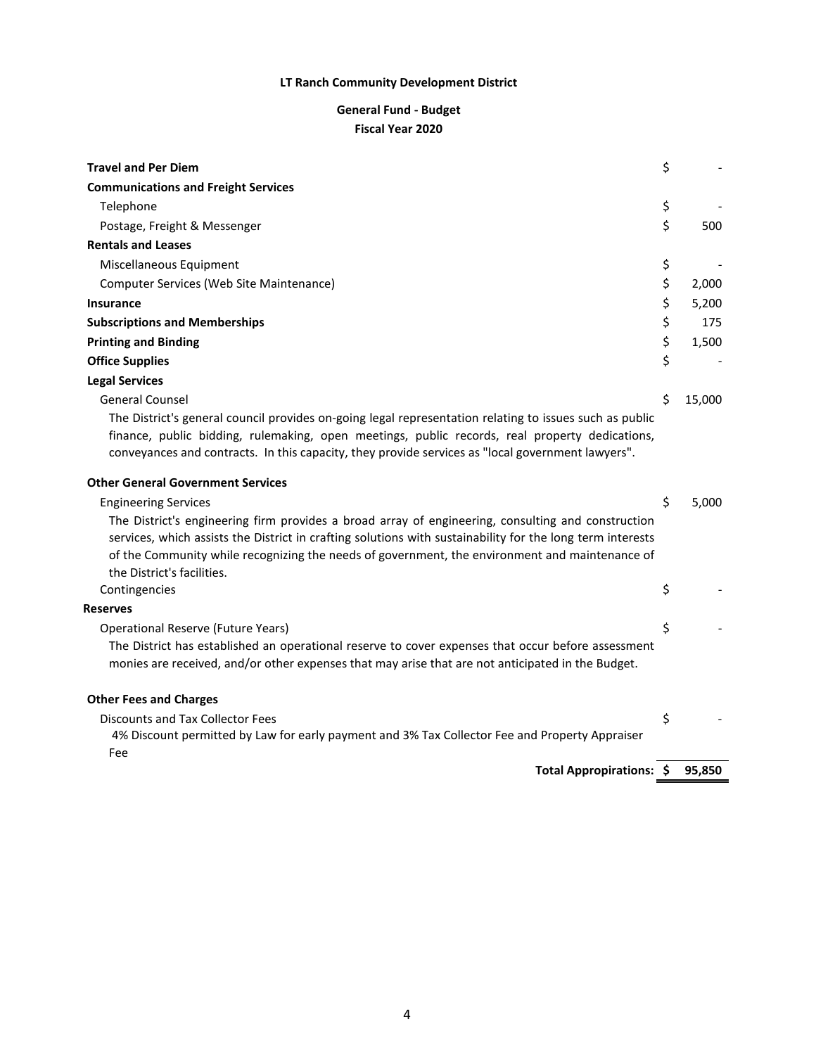**LT Ranch Community Development District**

**General Fund - Budget**
**Fiscal Year 2020**

| | | |
|---|---|---|
| **Travel and Per Diem** | $ | - |
| **Communications and Freight Services** | | |
| Telephone | $ | - |
| Postage, Freight & Messenger | $ | 500 |
| **Rentals and Leases** | | |
| Miscellaneous Equipment | $ | - |
| Computer Services (Web Site Maintenance) | $ | 2,000 |
| **Insurance** | $ | 5,200 |
| **Subscriptions and Memberships** | $ | 175 |
| **Printing and Binding** | $ | 1,500 |
| **Office Supplies** | $ | - |
| **Legal Services** | | |
| General Counsel | $ | 15,000 |
| The District's general council provides on-going legal representation relating to issues such as public finance, public bidding, rulemaking, open meetings, public records, real property dedications, conveyances and contracts. In this capacity, they provide services as "local government lawyers". | | |
| **Other General Government Services** | | |
| Engineering Services | $ | 5,000 |
| The District's engineering firm provides a broad array of engineering, consulting and construction services, which assists the District in crafting solutions with sustainability for the long term interests of the Community while recognizing the needs of government, the environment and maintenance of the District's facilities. | | |
| Contingencies | $ | - |
| **Reserves** | | |
| Operational Reserve (Future Years) | $ | - |
| The District has established an operational reserve to cover expenses that occur before assessment monies are received, and/or other expenses that may arise that are not anticipated in the Budget. | | |
| **Other Fees and Charges** | | |
| Discounts and Tax Collector Fees | $ | - |
| 4% Discount permitted by Law for early payment and 3% Tax Collector Fee and Property Appraiser Fee | | |
| **Total Appropirations:** | **$** | **95,850** |